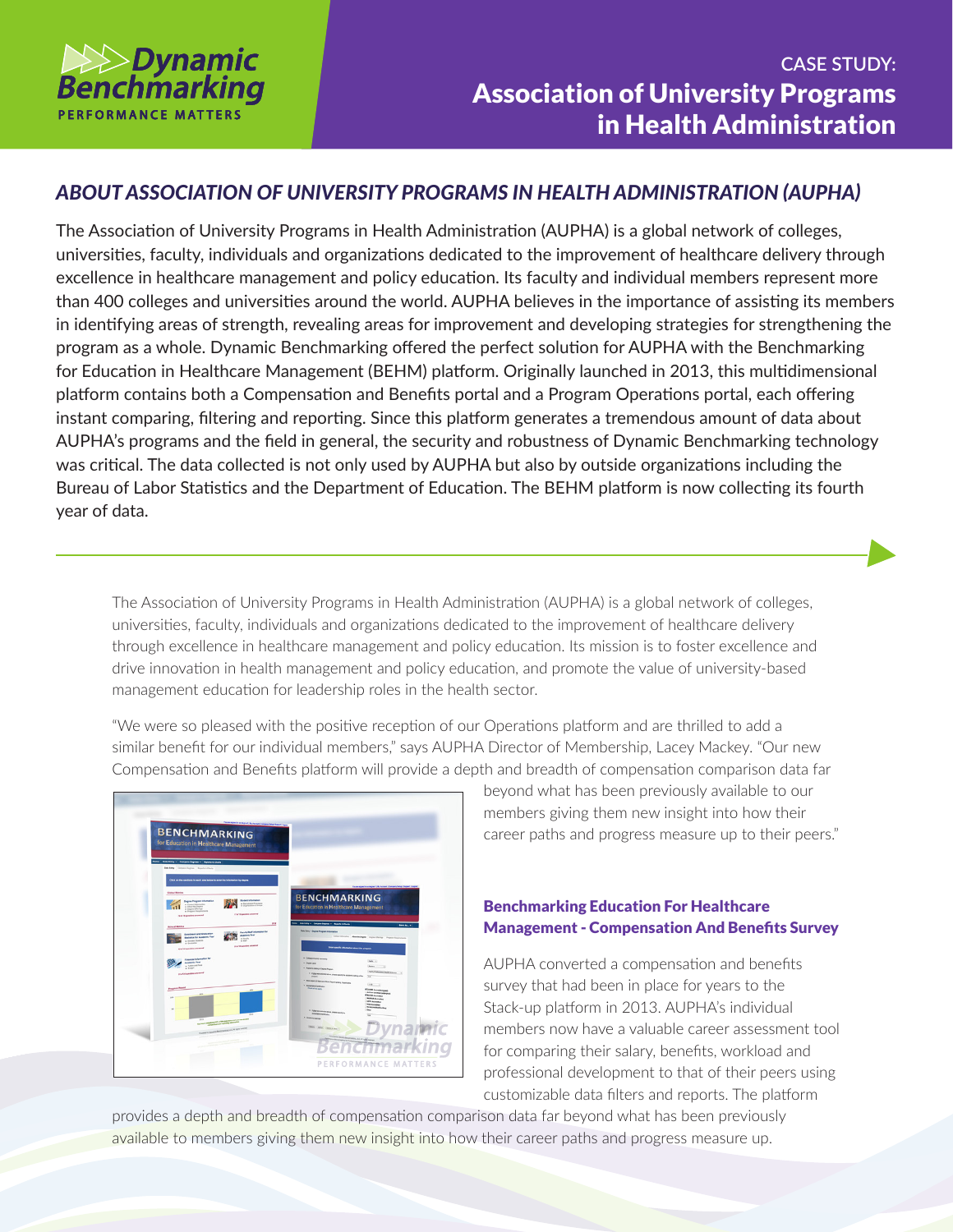# CASE STUDY: Association of University Programs in Health Administration

## *ABOUT ASSOCIATION OF UNIVERSITY PROGRAMS IN HEALTH ADMINISTRATION (AUPHA)*

The Association of University Programs in Health Administration (AUPHA) is a global network of colleges, universities, faculty, individuals and organizations dedicated to the improvement of healthcare delivery through excellence in healthcare management and policy education. Its faculty and individual members represent more than 400 colleges and universities around the world. AUPHA believes in the importance of assisting its members in identifying areas of strength, revealing areas for improvement and developing strategies for strengthening the program as a whole. Dynamic Benchmarking offered the perfect solution for AUPHA with the Benchmarking for Education in Healthcare Management (BEHM) platform. Originally launched in 2013, this multidimensional platform contains both a Compensation and Benefits portal and a Program Operations portal, each offering instant comparing, filtering and reporting. Since this platform generates a tremendous amount of data about AUPHA's programs and the field in general, the security and robustness of Dynamic Benchmarking technology was critical. The data collected is not only used by AUPHA but also by outside organizations including the Bureau of Labor Statistics and the Department of Education. The BEHM platform is now collecting its fourth year of data.

The Association of University Programs in Health Administration (AUPHA) is a global network of colleges, universities, faculty, individuals and organizations dedicated to the improvement of healthcare delivery through excellence in healthcare management and policy education. Its mission is to foster excellence and drive innovation in health management and policy education, and promote the value of university-based management education for leadership roles in the health sector.

"We were so pleased with the positive reception of our Operations platform and are thrilled to add a similar benefit for our individual members," says AUPHA Director of Membership, Lacey Mackey. "Our new Compensation and Benefits platform will provide a depth and breadth of compensation comparison data far beyond what has been previously available to our members giving them new insight into how their career paths and progress measure up to their peers."

### Benchmarking Education For Healthcare Management - Compensation And Benefits Survey

AUPHA converted a compensation and benefits survey that had been in place for years to the Stack-up platform in 2013. AUPHA's individual members now have a valuable career assessment tool for comparing their salary, benefits, workload and professional development to that of their peers using customizable data filters and reports. The platform provides a depth and breadth of compensation comparison data far beyond what has been previously available to members giving them new insight into how their career paths and progress measure up.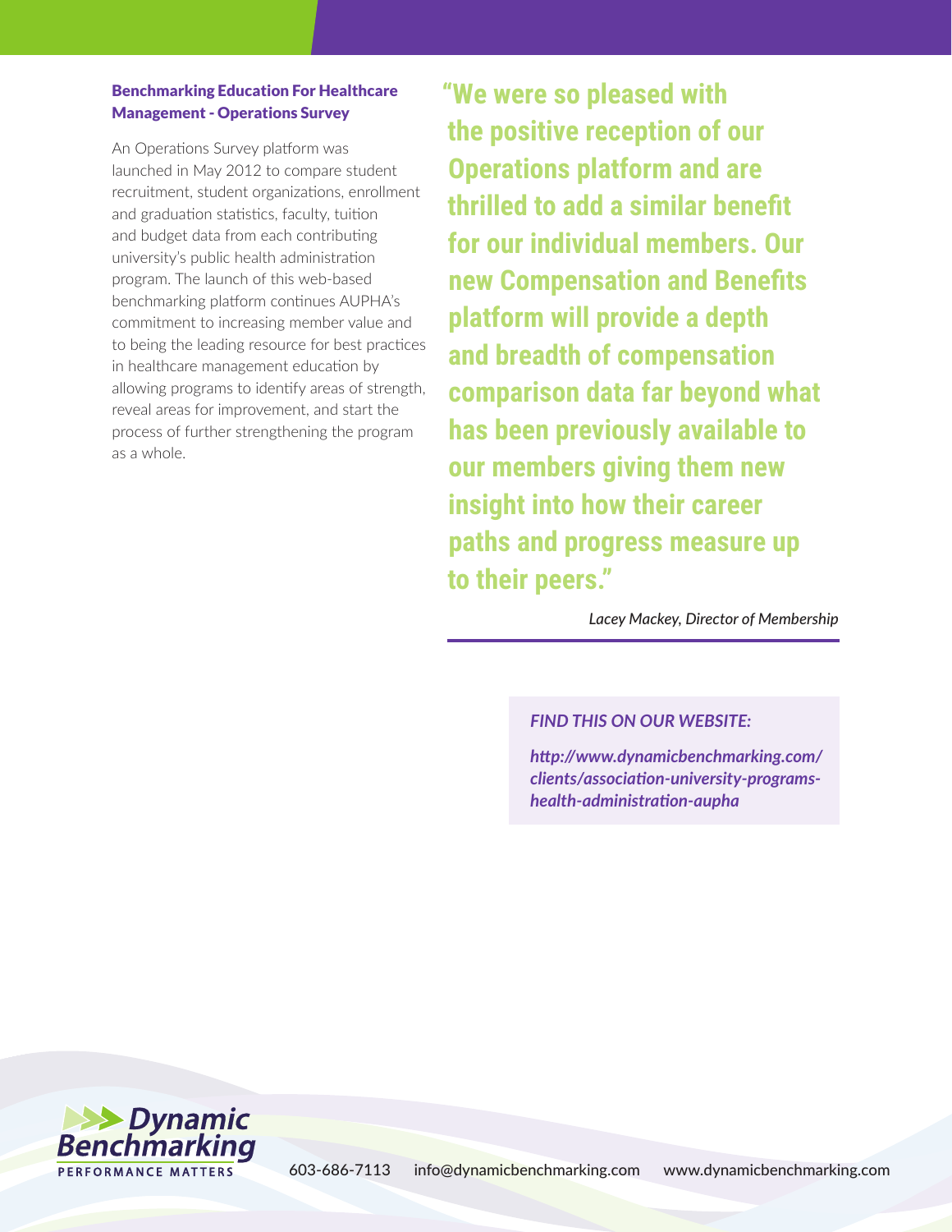### Benchmarking Education For Healthcare Management - Operations Survey

An Operations Survey platform was launched in May 2012 to compare student recruitment, student organizations, enrollment and graduation statistics, faculty, tuition and budget data from each contributing university's public health administration program. The launch of this web-based benchmarking platform continues AUPHA's commitment to increasing member value and to being the leading resource for best practices in healthcare management education by allowing programs to identify areas of strength, reveal areas for improvement, and start the process of further strengthening the program as a whole.

**"We were so pleased with the positive reception of our Operations platform and are thrilled to add a similar benefit for our individual members. Our new Compensation and Benefits platform will provide a depth and breadth of compensation comparison data far beyond what has been previously available to our members giving them new insight into how their career paths and progress measure up to their peers."**

*Lacey Mackey, Director of Membership*

***FIND THIS ON OUR WEBSITE:***

***http://www.dynamicbenchmarking.com/clients/association-university-programs-health-administration-aupha***

Dynamic Benchmarking
PERFORMANCE MATTERS

603-686-7113 info@dynamicbenchmarking.com www.dynamicbenchmarking.com